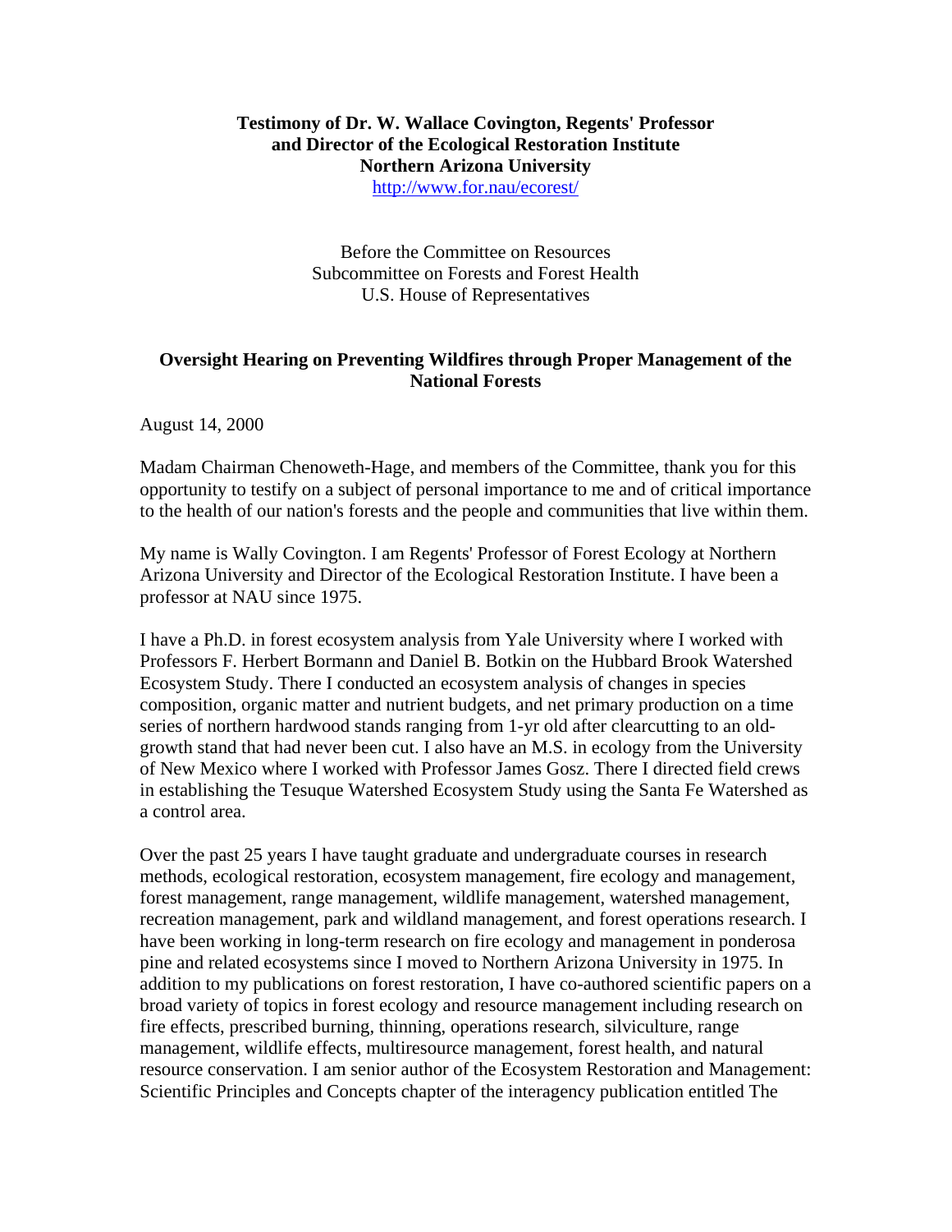**Testimony of Dr. W. Wallace Covington, Regents' Professor and Director of the Ecological Restoration Institute Northern Arizona University**

http://www.for.nau/ecorest/

Before the Committee on Resources
Subcommittee on Forests and Forest Health
U.S. House of Representatives

**Oversight Hearing on Preventing Wildfires through Proper Management of the National Forests**

August 14, 2000

Madam Chairman Chenoweth-Hage, and members of the Committee, thank you for this opportunity to testify on a subject of personal importance to me and of critical importance to the health of our nation's forests and the people and communities that live within them.

My name is Wally Covington. I am Regents' Professor of Forest Ecology at Northern Arizona University and Director of the Ecological Restoration Institute. I have been a professor at NAU since 1975.

I have a Ph.D. in forest ecosystem analysis from Yale University where I worked with Professors F. Herbert Bormann and Daniel B. Botkin on the Hubbard Brook Watershed Ecosystem Study. There I conducted an ecosystem analysis of changes in species composition, organic matter and nutrient budgets, and net primary production on a time series of northern hardwood stands ranging from 1-yr old after clearcutting to an old-growth stand that had never been cut. I also have an M.S. in ecology from the University of New Mexico where I worked with Professor James Gosz. There I directed field crews in establishing the Tesuque Watershed Ecosystem Study using the Santa Fe Watershed as a control area.

Over the past 25 years I have taught graduate and undergraduate courses in research methods, ecological restoration, ecosystem management, fire ecology and management, forest management, range management, wildlife management, watershed management, recreation management, park and wildland management, and forest operations research. I have been working in long-term research on fire ecology and management in ponderosa pine and related ecosystems since I moved to Northern Arizona University in 1975. In addition to my publications on forest restoration, I have co-authored scientific papers on a broad variety of topics in forest ecology and resource management including research on fire effects, prescribed burning, thinning, operations research, silviculture, range management, wildlife effects, multiresource management, forest health, and natural resource conservation. I am senior author of the Ecosystem Restoration and Management: Scientific Principles and Concepts chapter of the interagency publication entitled The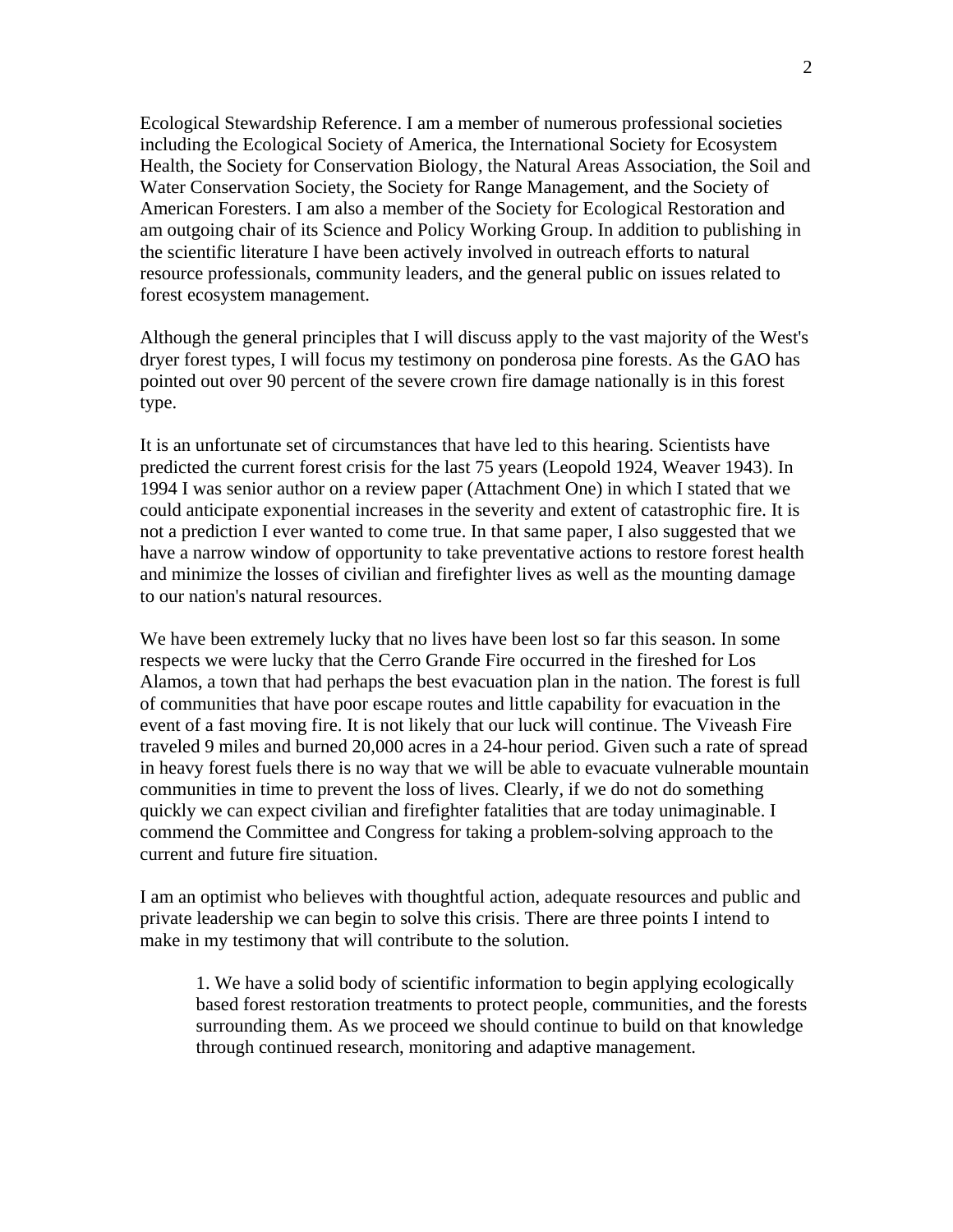Ecological Stewardship Reference. I am a member of numerous professional societies including the Ecological Society of America, the International Society for Ecosystem Health, the Society for Conservation Biology, the Natural Areas Association, the Soil and Water Conservation Society, the Society for Range Management, and the Society of American Foresters. I am also a member of the Society for Ecological Restoration and am outgoing chair of its Science and Policy Working Group. In addition to publishing in the scientific literature I have been actively involved in outreach efforts to natural resource professionals, community leaders, and the general public on issues related to forest ecosystem management.

Although the general principles that I will discuss apply to the vast majority of the West's dryer forest types, I will focus my testimony on ponderosa pine forests. As the GAO has pointed out over 90 percent of the severe crown fire damage nationally is in this forest type.

It is an unfortunate set of circumstances that have led to this hearing. Scientists have predicted the current forest crisis for the last 75 years (Leopold 1924, Weaver 1943). In 1994 I was senior author on a review paper (Attachment One) in which I stated that we could anticipate exponential increases in the severity and extent of catastrophic fire. It is not a prediction I ever wanted to come true. In that same paper, I also suggested that we have a narrow window of opportunity to take preventative actions to restore forest health and minimize the losses of civilian and firefighter lives as well as the mounting damage to our nation's natural resources.

We have been extremely lucky that no lives have been lost so far this season. In some respects we were lucky that the Cerro Grande Fire occurred in the fireshed for Los Alamos, a town that had perhaps the best evacuation plan in the nation. The forest is full of communities that have poor escape routes and little capability for evacuation in the event of a fast moving fire. It is not likely that our luck will continue. The Viveash Fire traveled 9 miles and burned 20,000 acres in a 24-hour period. Given such a rate of spread in heavy forest fuels there is no way that we will be able to evacuate vulnerable mountain communities in time to prevent the loss of lives. Clearly, if we do not do something quickly we can expect civilian and firefighter fatalities that are today unimaginable. I commend the Committee and Congress for taking a problem-solving approach to the current and future fire situation.

I am an optimist who believes with thoughtful action, adequate resources and public and private leadership we can begin to solve this crisis. There are three points I intend to make in my testimony that will contribute to the solution.

> 1. We have a solid body of scientific information to begin applying ecologically based forest restoration treatments to protect people, communities, and the forests surrounding them. As we proceed we should continue to build on that knowledge through continued research, monitoring and adaptive management.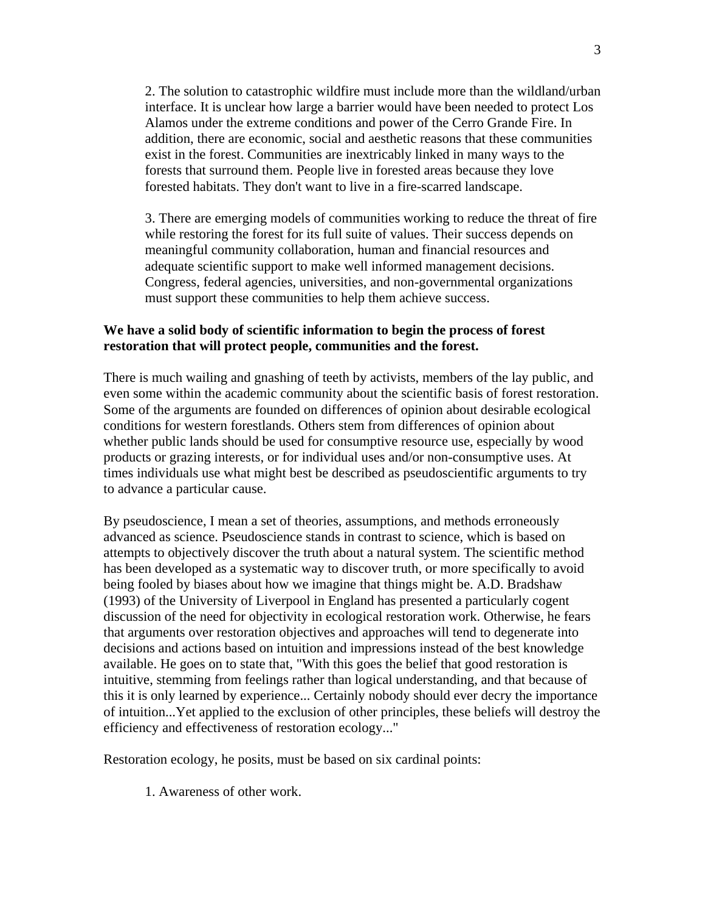2. The solution to catastrophic wildfire must include more than the wildland/urban interface. It is unclear how large a barrier would have been needed to protect Los Alamos under the extreme conditions and power of the Cerro Grande Fire. In addition, there are economic, social and aesthetic reasons that these communities exist in the forest. Communities are inextricably linked in many ways to the forests that surround them. People live in forested areas because they love forested habitats. They don't want to live in a fire-scarred landscape.

3. There are emerging models of communities working to reduce the threat of fire while restoring the forest for its full suite of values. Their success depends on meaningful community collaboration, human and financial resources and adequate scientific support to make well informed management decisions. Congress, federal agencies, universities, and non-governmental organizations must support these communities to help them achieve success.

**We have a solid body of scientific information to begin the process of forest restoration that will protect people, communities and the forest.**

There is much wailing and gnashing of teeth by activists, members of the lay public, and even some within the academic community about the scientific basis of forest restoration. Some of the arguments are founded on differences of opinion about desirable ecological conditions for western forestlands. Others stem from differences of opinion about whether public lands should be used for consumptive resource use, especially by wood products or grazing interests, or for individual uses and/or non-consumptive uses. At times individuals use what might best be described as pseudoscientific arguments to try to advance a particular cause.

By pseudoscience, I mean a set of theories, assumptions, and methods erroneously advanced as science. Pseudoscience stands in contrast to science, which is based on attempts to objectively discover the truth about a natural system. The scientific method has been developed as a systematic way to discover truth, or more specifically to avoid being fooled by biases about how we imagine that things might be. A.D. Bradshaw (1993) of the University of Liverpool in England has presented a particularly cogent discussion of the need for objectivity in ecological restoration work. Otherwise, he fears that arguments over restoration objectives and approaches will tend to degenerate into decisions and actions based on intuition and impressions instead of the best knowledge available. He goes on to state that, "With this goes the belief that good restoration is intuitive, stemming from feelings rather than logical understanding, and that because of this it is only learned by experience... Certainly nobody should ever decry the importance of intuition...Yet applied to the exclusion of other principles, these beliefs will destroy the efficiency and effectiveness of restoration ecology..."

Restoration ecology, he posits, must be based on six cardinal points:

1. Awareness of other work.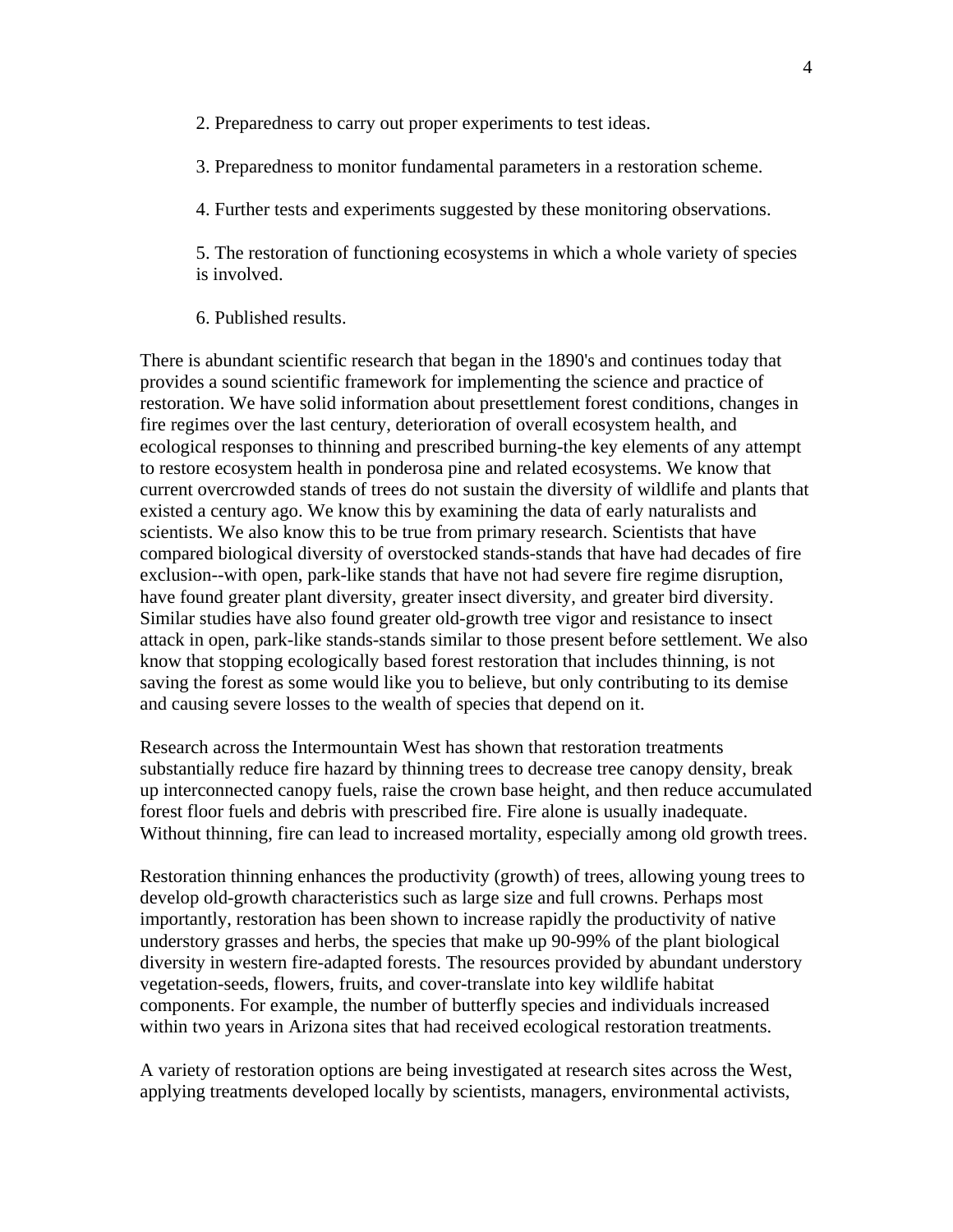2. Preparedness to carry out proper experiments to test ideas.

3. Preparedness to monitor fundamental parameters in a restoration scheme.

4. Further tests and experiments suggested by these monitoring observations.

5. The restoration of functioning ecosystems in which a whole variety of species is involved.

6. Published results.

There is abundant scientific research that began in the 1890's and continues today that provides a sound scientific framework for implementing the science and practice of restoration. We have solid information about presettlement forest conditions, changes in fire regimes over the last century, deterioration of overall ecosystem health, and ecological responses to thinning and prescribed burning-the key elements of any attempt to restore ecosystem health in ponderosa pine and related ecosystems. We know that current overcrowded stands of trees do not sustain the diversity of wildlife and plants that existed a century ago. We know this by examining the data of early naturalists and scientists. We also know this to be true from primary research. Scientists that have compared biological diversity of overstocked stands-stands that have had decades of fire exclusion--with open, park-like stands that have not had severe fire regime disruption, have found greater plant diversity, greater insect diversity, and greater bird diversity. Similar studies have also found greater old-growth tree vigor and resistance to insect attack in open, park-like stands-stands similar to those present before settlement. We also know that stopping ecologically based forest restoration that includes thinning, is not saving the forest as some would like you to believe, but only contributing to its demise and causing severe losses to the wealth of species that depend on it.

Research across the Intermountain West has shown that restoration treatments substantially reduce fire hazard by thinning trees to decrease tree canopy density, break up interconnected canopy fuels, raise the crown base height, and then reduce accumulated forest floor fuels and debris with prescribed fire. Fire alone is usually inadequate. Without thinning, fire can lead to increased mortality, especially among old growth trees.

Restoration thinning enhances the productivity (growth) of trees, allowing young trees to develop old-growth characteristics such as large size and full crowns. Perhaps most importantly, restoration has been shown to increase rapidly the productivity of native understory grasses and herbs, the species that make up 90-99% of the plant biological diversity in western fire-adapted forests. The resources provided by abundant understory vegetation-seeds, flowers, fruits, and cover-translate into key wildlife habitat components. For example, the number of butterfly species and individuals increased within two years in Arizona sites that had received ecological restoration treatments.

A variety of restoration options are being investigated at research sites across the West, applying treatments developed locally by scientists, managers, environmental activists,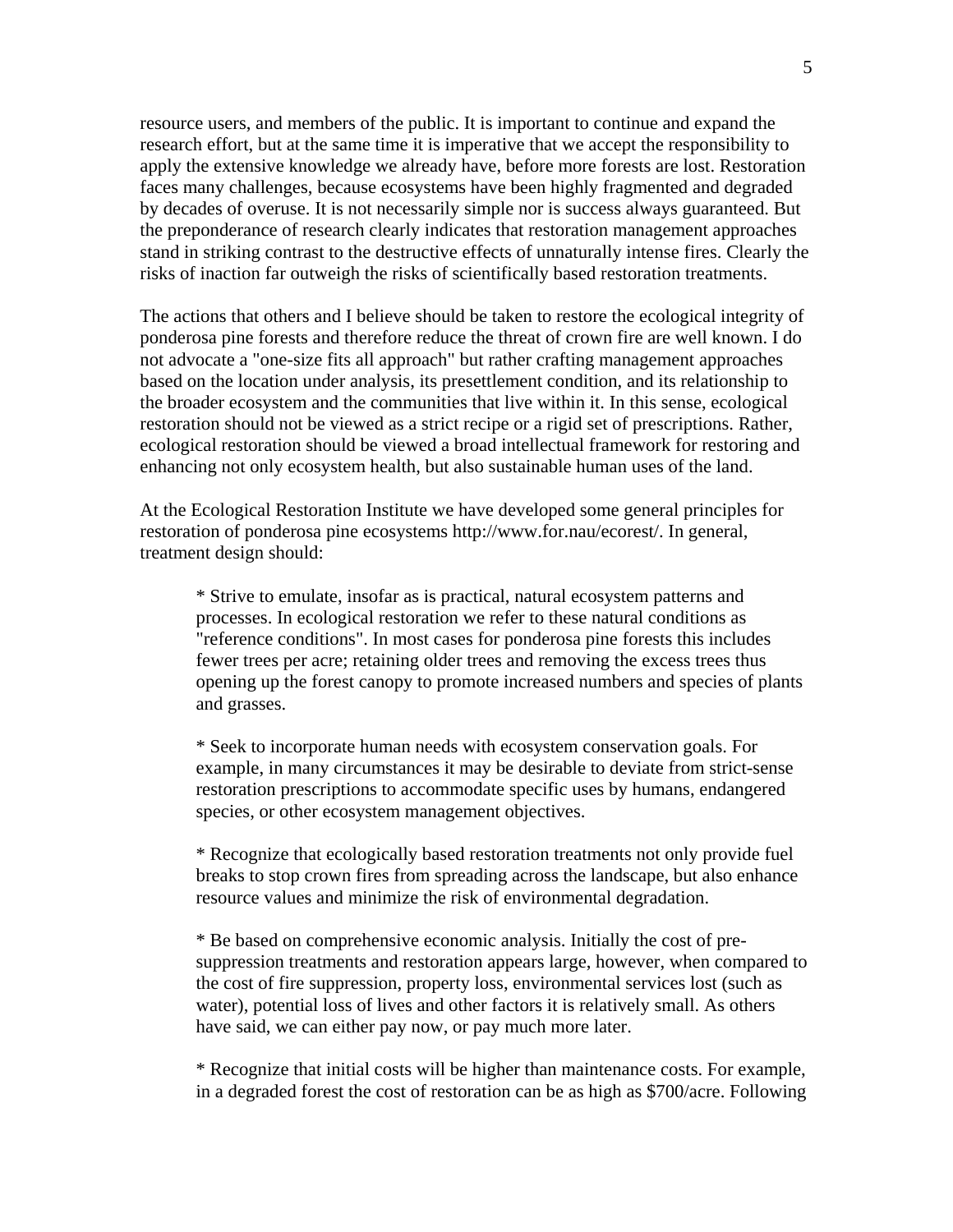resource users, and members of the public. It is important to continue and expand the research effort, but at the same time it is imperative that we accept the responsibility to apply the extensive knowledge we already have, before more forests are lost. Restoration faces many challenges, because ecosystems have been highly fragmented and degraded by decades of overuse. It is not necessarily simple nor is success always guaranteed. But the preponderance of research clearly indicates that restoration management approaches stand in striking contrast to the destructive effects of unnaturally intense fires. Clearly the risks of inaction far outweigh the risks of scientifically based restoration treatments.

The actions that others and I believe should be taken to restore the ecological integrity of ponderosa pine forests and therefore reduce the threat of crown fire are well known. I do not advocate a "one-size fits all approach" but rather crafting management approaches based on the location under analysis, its presettlement condition, and its relationship to the broader ecosystem and the communities that live within it. In this sense, ecological restoration should not be viewed as a strict recipe or a rigid set of prescriptions. Rather, ecological restoration should be viewed a broad intellectual framework for restoring and enhancing not only ecosystem health, but also sustainable human uses of the land.

At the Ecological Restoration Institute we have developed some general principles for restoration of ponderosa pine ecosystems http://www.for.nau/ecorest/. In general, treatment design should:

* Strive to emulate, insofar as is practical, natural ecosystem patterns and processes. In ecological restoration we refer to these natural conditions as "reference conditions". In most cases for ponderosa pine forests this includes fewer trees per acre; retaining older trees and removing the excess trees thus opening up the forest canopy to promote increased numbers and species of plants and grasses.

* Seek to incorporate human needs with ecosystem conservation goals. For example, in many circumstances it may be desirable to deviate from strict-sense restoration prescriptions to accommodate specific uses by humans, endangered species, or other ecosystem management objectives.

* Recognize that ecologically based restoration treatments not only provide fuel breaks to stop crown fires from spreading across the landscape, but also enhance resource values and minimize the risk of environmental degradation.

* Be based on comprehensive economic analysis. Initially the cost of pre-suppression treatments and restoration appears large, however, when compared to the cost of fire suppression, property loss, environmental services lost (such as water), potential loss of lives and other factors it is relatively small. As others have said, we can either pay now, or pay much more later.

* Recognize that initial costs will be higher than maintenance costs. For example, in a degraded forest the cost of restoration can be as high as $700/acre. Following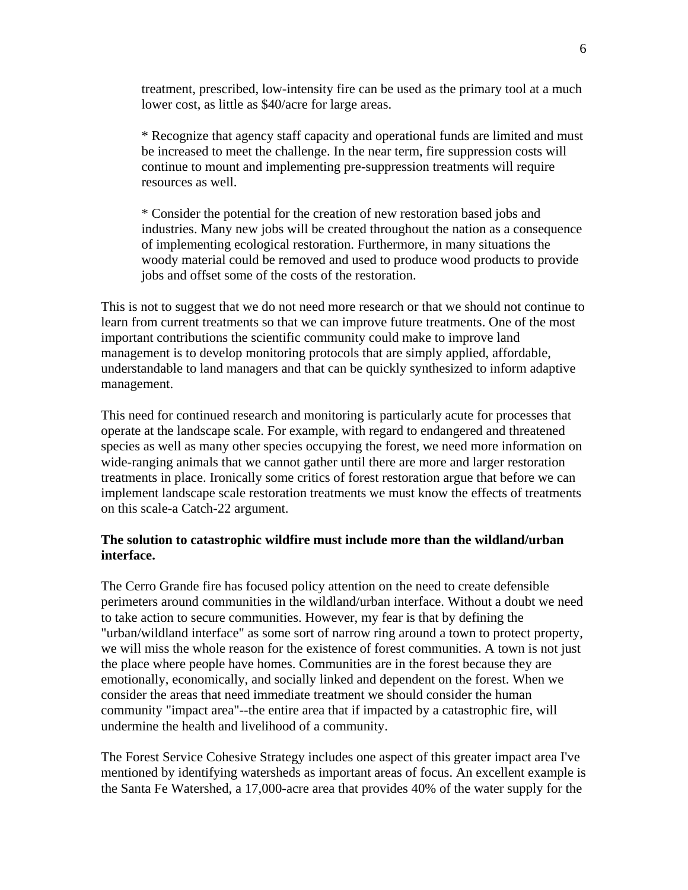treatment, prescribed, low-intensity fire can be used as the primary tool at a much lower cost, as little as $40/acre for large areas.

* Recognize that agency staff capacity and operational funds are limited and must be increased to meet the challenge. In the near term, fire suppression costs will continue to mount and implementing pre-suppression treatments will require resources as well.

* Consider the potential for the creation of new restoration based jobs and industries. Many new jobs will be created throughout the nation as a consequence of implementing ecological restoration. Furthermore, in many situations the woody material could be removed and used to produce wood products to provide jobs and offset some of the costs of the restoration.

This is not to suggest that we do not need more research or that we should not continue to learn from current treatments so that we can improve future treatments. One of the most important contributions the scientific community could make to improve land management is to develop monitoring protocols that are simply applied, affordable, understandable to land managers and that can be quickly synthesized to inform adaptive management.

This need for continued research and monitoring is particularly acute for processes that operate at the landscape scale. For example, with regard to endangered and threatened species as well as many other species occupying the forest, we need more information on wide-ranging animals that we cannot gather until there are more and larger restoration treatments in place. Ironically some critics of forest restoration argue that before we can implement landscape scale restoration treatments we must know the effects of treatments on this scale-a Catch-22 argument.

**The solution to catastrophic wildfire must include more than the wildland/urban interface.**

The Cerro Grande fire has focused policy attention on the need to create defensible perimeters around communities in the wildland/urban interface. Without a doubt we need to take action to secure communities. However, my fear is that by defining the "urban/wildland interface" as some sort of narrow ring around a town to protect property, we will miss the whole reason for the existence of forest communities. A town is not just the place where people have homes. Communities are in the forest because they are emotionally, economically, and socially linked and dependent on the forest. When we consider the areas that need immediate treatment we should consider the human community "impact area"--the entire area that if impacted by a catastrophic fire, will undermine the health and livelihood of a community.

The Forest Service Cohesive Strategy includes one aspect of this greater impact area I've mentioned by identifying watersheds as important areas of focus. An excellent example is the Santa Fe Watershed, a 17,000-acre area that provides 40% of the water supply for the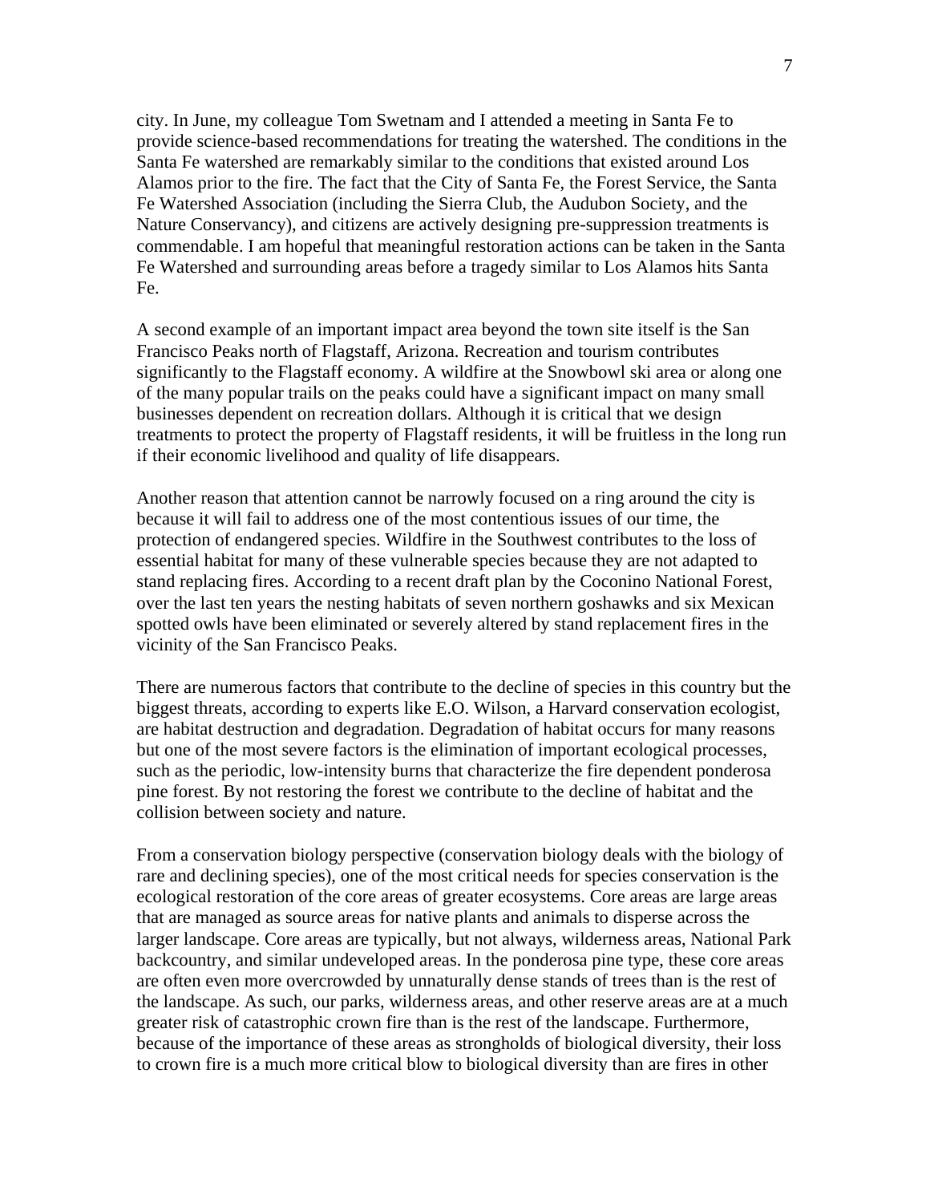city. In June, my colleague Tom Swetnam and I attended a meeting in Santa Fe to provide science-based recommendations for treating the watershed. The conditions in the Santa Fe watershed are remarkably similar to the conditions that existed around Los Alamos prior to the fire. The fact that the City of Santa Fe, the Forest Service, the Santa Fe Watershed Association (including the Sierra Club, the Audubon Society, and the Nature Conservancy), and citizens are actively designing pre-suppression treatments is commendable. I am hopeful that meaningful restoration actions can be taken in the Santa Fe Watershed and surrounding areas before a tragedy similar to Los Alamos hits Santa Fe.

A second example of an important impact area beyond the town site itself is the San Francisco Peaks north of Flagstaff, Arizona. Recreation and tourism contributes significantly to the Flagstaff economy. A wildfire at the Snowbowl ski area or along one of the many popular trails on the peaks could have a significant impact on many small businesses dependent on recreation dollars. Although it is critical that we design treatments to protect the property of Flagstaff residents, it will be fruitless in the long run if their economic livelihood and quality of life disappears.

Another reason that attention cannot be narrowly focused on a ring around the city is because it will fail to address one of the most contentious issues of our time, the protection of endangered species. Wildfire in the Southwest contributes to the loss of essential habitat for many of these vulnerable species because they are not adapted to stand replacing fires. According to a recent draft plan by the Coconino National Forest, over the last ten years the nesting habitats of seven northern goshawks and six Mexican spotted owls have been eliminated or severely altered by stand replacement fires in the vicinity of the San Francisco Peaks.

There are numerous factors that contribute to the decline of species in this country but the biggest threats, according to experts like E.O. Wilson, a Harvard conservation ecologist, are habitat destruction and degradation. Degradation of habitat occurs for many reasons but one of the most severe factors is the elimination of important ecological processes, such as the periodic, low-intensity burns that characterize the fire dependent ponderosa pine forest. By not restoring the forest we contribute to the decline of habitat and the collision between society and nature.

From a conservation biology perspective (conservation biology deals with the biology of rare and declining species), one of the most critical needs for species conservation is the ecological restoration of the core areas of greater ecosystems. Core areas are large areas that are managed as source areas for native plants and animals to disperse across the larger landscape. Core areas are typically, but not always, wilderness areas, National Park backcountry, and similar undeveloped areas. In the ponderosa pine type, these core areas are often even more overcrowded by unnaturally dense stands of trees than is the rest of the landscape. As such, our parks, wilderness areas, and other reserve areas are at a much greater risk of catastrophic crown fire than is the rest of the landscape. Furthermore, because of the importance of these areas as strongholds of biological diversity, their loss to crown fire is a much more critical blow to biological diversity than are fires in other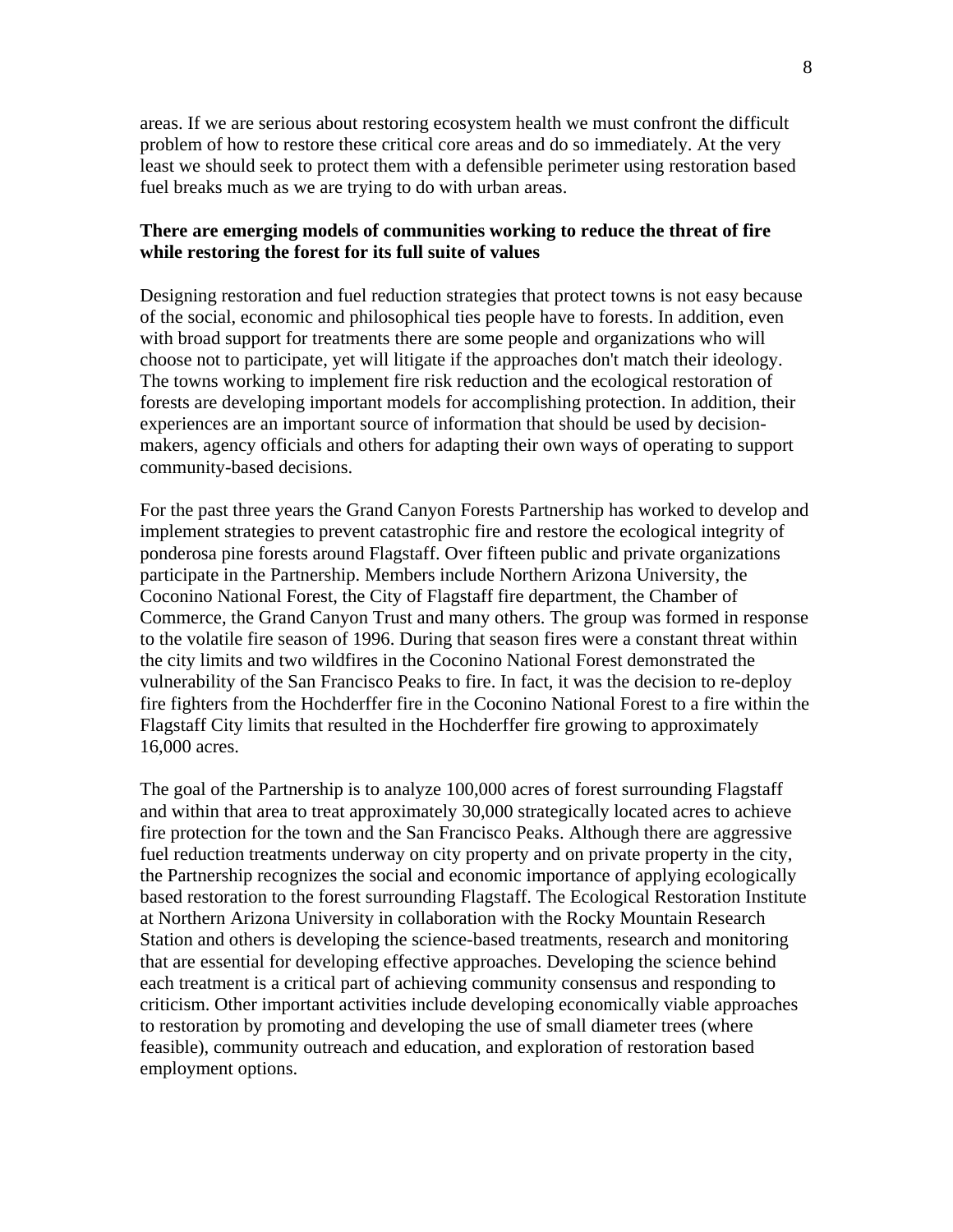areas. If we are serious about restoring ecosystem health we must confront the difficult problem of how to restore these critical core areas and do so immediately. At the very least we should seek to protect them with a defensible perimeter using restoration based fuel breaks much as we are trying to do with urban areas.

**There are emerging models of communities working to reduce the threat of fire while restoring the forest for its full suite of values**

Designing restoration and fuel reduction strategies that protect towns is not easy because of the social, economic and philosophical ties people have to forests. In addition, even with broad support for treatments there are some people and organizations who will choose not to participate, yet will litigate if the approaches don't match their ideology. The towns working to implement fire risk reduction and the ecological restoration of forests are developing important models for accomplishing protection. In addition, their experiences are an important source of information that should be used by decision-makers, agency officials and others for adapting their own ways of operating to support community-based decisions.

For the past three years the Grand Canyon Forests Partnership has worked to develop and implement strategies to prevent catastrophic fire and restore the ecological integrity of ponderosa pine forests around Flagstaff. Over fifteen public and private organizations participate in the Partnership. Members include Northern Arizona University, the Coconino National Forest, the City of Flagstaff fire department, the Chamber of Commerce, the Grand Canyon Trust and many others. The group was formed in response to the volatile fire season of 1996. During that season fires were a constant threat within the city limits and two wildfires in the Coconino National Forest demonstrated the vulnerability of the San Francisco Peaks to fire. In fact, it was the decision to re-deploy fire fighters from the Hochderffer fire in the Coconino National Forest to a fire within the Flagstaff City limits that resulted in the Hochderffer fire growing to approximately 16,000 acres.

The goal of the Partnership is to analyze 100,000 acres of forest surrounding Flagstaff and within that area to treat approximately 30,000 strategically located acres to achieve fire protection for the town and the San Francisco Peaks. Although there are aggressive fuel reduction treatments underway on city property and on private property in the city, the Partnership recognizes the social and economic importance of applying ecologically based restoration to the forest surrounding Flagstaff. The Ecological Restoration Institute at Northern Arizona University in collaboration with the Rocky Mountain Research Station and others is developing the science-based treatments, research and monitoring that are essential for developing effective approaches. Developing the science behind each treatment is a critical part of achieving community consensus and responding to criticism. Other important activities include developing economically viable approaches to restoration by promoting and developing the use of small diameter trees (where feasible), community outreach and education, and exploration of restoration based employment options.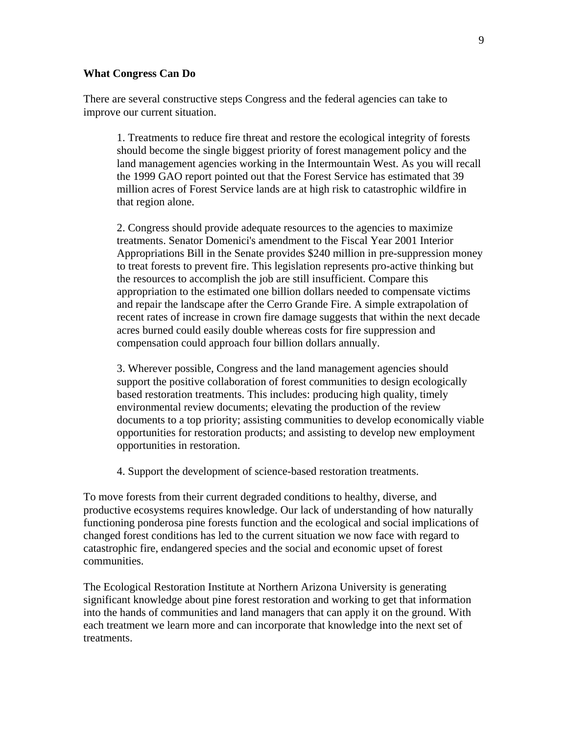**What Congress Can Do**

There are several constructive steps Congress and the federal agencies can take to improve our current situation.

1. Treatments to reduce fire threat and restore the ecological integrity of forests should become the single biggest priority of forest management policy and the land management agencies working in the Intermountain West. As you will recall the 1999 GAO report pointed out that the Forest Service has estimated that 39 million acres of Forest Service lands are at high risk to catastrophic wildfire in that region alone.

2. Congress should provide adequate resources to the agencies to maximize treatments. Senator Domenici's amendment to the Fiscal Year 2001 Interior Appropriations Bill in the Senate provides $240 million in pre-suppression money to treat forests to prevent fire. This legislation represents pro-active thinking but the resources to accomplish the job are still insufficient. Compare this appropriation to the estimated one billion dollars needed to compensate victims and repair the landscape after the Cerro Grande Fire. A simple extrapolation of recent rates of increase in crown fire damage suggests that within the next decade acres burned could easily double whereas costs for fire suppression and compensation could approach four billion dollars annually.

3. Wherever possible, Congress and the land management agencies should support the positive collaboration of forest communities to design ecologically based restoration treatments. This includes: producing high quality, timely environmental review documents; elevating the production of the review documents to a top priority; assisting communities to develop economically viable opportunities for restoration products; and assisting to develop new employment opportunities in restoration.

4. Support the development of science-based restoration treatments.

To move forests from their current degraded conditions to healthy, diverse, and productive ecosystems requires knowledge. Our lack of understanding of how naturally functioning ponderosa pine forests function and the ecological and social implications of changed forest conditions has led to the current situation we now face with regard to catastrophic fire, endangered species and the social and economic upset of forest communities.

The Ecological Restoration Institute at Northern Arizona University is generating significant knowledge about pine forest restoration and working to get that information into the hands of communities and land managers that can apply it on the ground. With each treatment we learn more and can incorporate that knowledge into the next set of treatments.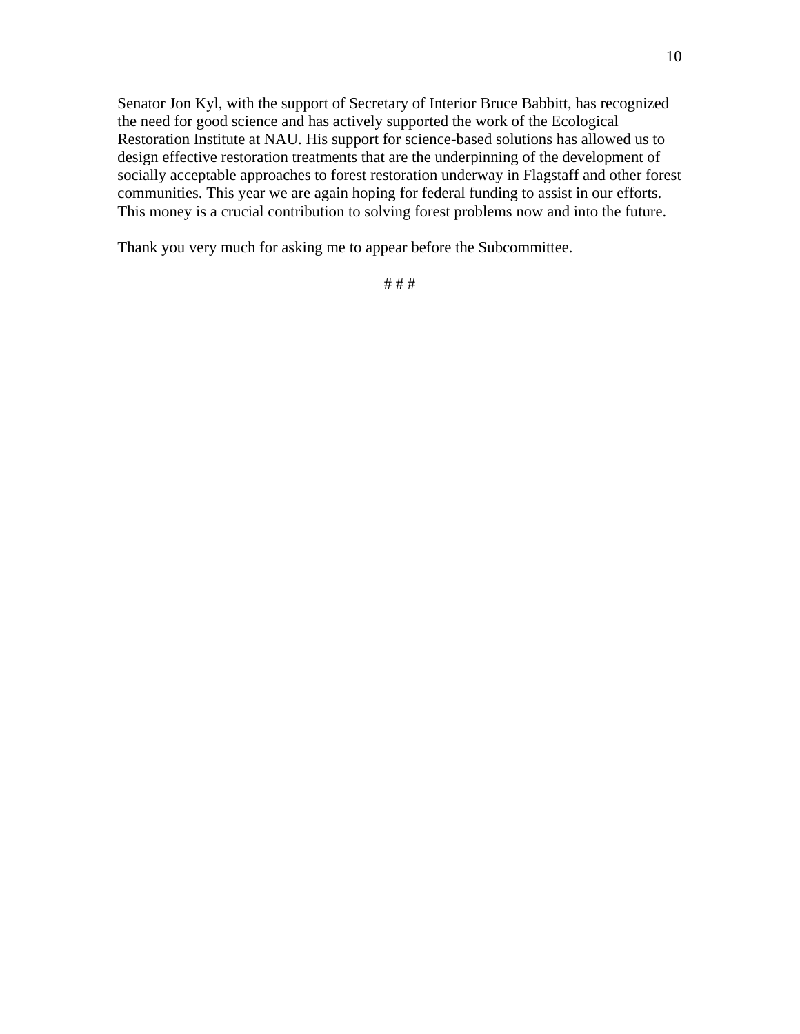Senator Jon Kyl, with the support of Secretary of Interior Bruce Babbitt, has recognized the need for good science and has actively supported the work of the Ecological Restoration Institute at NAU. His support for science-based solutions has allowed us to design effective restoration treatments that are the underpinning of the development of socially acceptable approaches to forest restoration underway in Flagstaff and other forest communities. This year we are again hoping for federal funding to assist in our efforts. This money is a crucial contribution to solving forest problems now and into the future.

Thank you very much for asking me to appear before the Subcommittee.

# # #